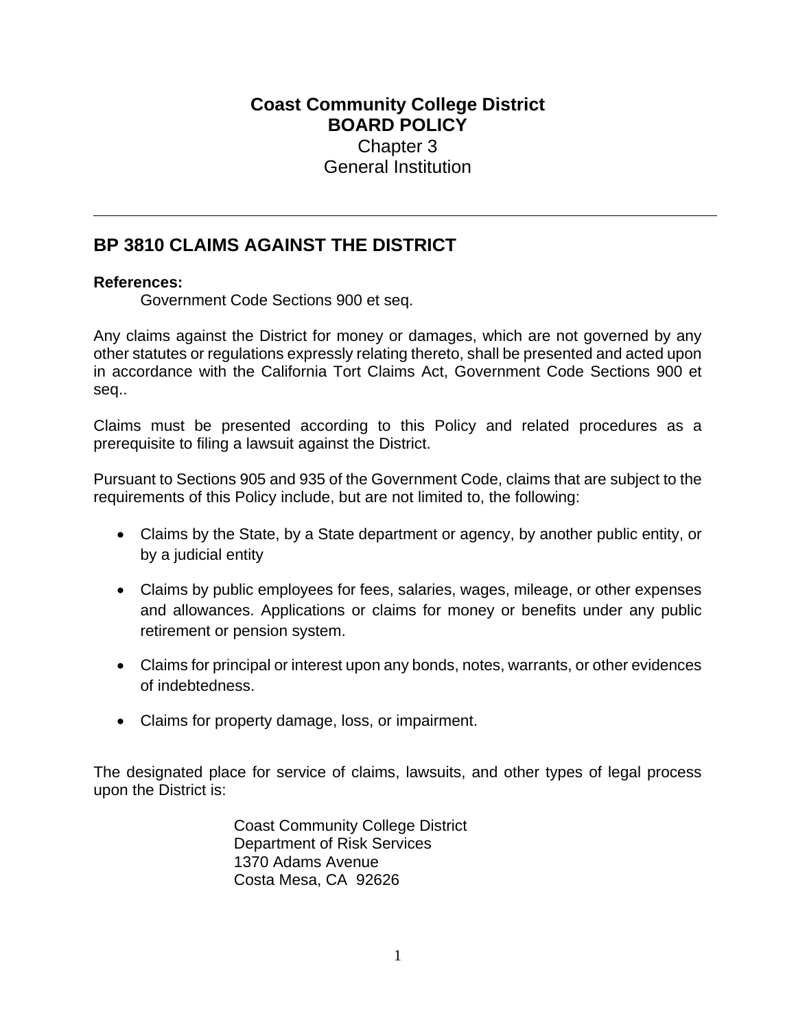# Coast Community College District
# BOARD POLICY
Chapter 3
General Institution

---

## BP 3810 CLAIMS AGAINST THE DISTRICT

**References:**
Government Code Sections 900 et seq.

Any claims against the District for money or damages, which are not governed by any other statutes or regulations expressly relating thereto, shall be presented and acted upon in accordance with the California Tort Claims Act, Government Code Sections 900 et seq..

Claims must be presented according to this Policy and related procedures as a prerequisite to filing a lawsuit against the District.

Pursuant to Sections 905 and 935 of the Government Code, claims that are subject to the requirements of this Policy include, but are not limited to, the following:

- Claims by the State, by a State department or agency, by another public entity, or by a judicial entity
- Claims by public employees for fees, salaries, wages, mileage, or other expenses and allowances. Applications or claims for money or benefits under any public retirement or pension system.
- Claims for principal or interest upon any bonds, notes, warrants, or other evidences of indebtedness.
- Claims for property damage, loss, or impairment.

The designated place for service of claims, lawsuits, and other types of legal process upon the District is:

Coast Community College District
Department of Risk Services
1370 Adams Avenue
Costa Mesa, CA 92626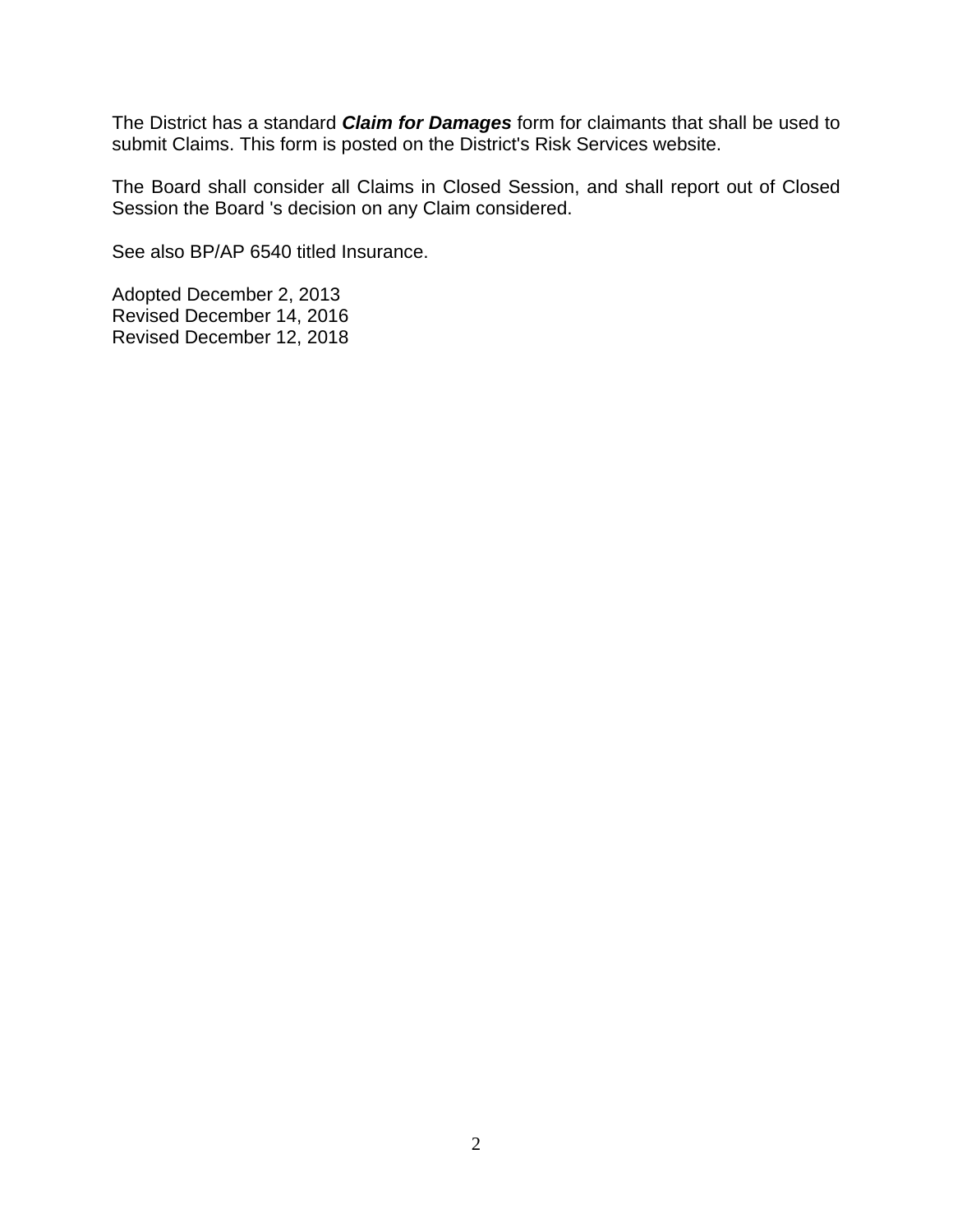The District has a standard ***Claim for Damages*** form for claimants that shall be used to submit Claims. This form is posted on the District's Risk Services website.

The Board shall consider all Claims in Closed Session, and shall report out of Closed Session the Board 's decision on any Claim considered.

See also BP/AP 6540 titled Insurance.

Adopted December 2, 2013
Revised December 14, 2016
Revised December 12, 2018